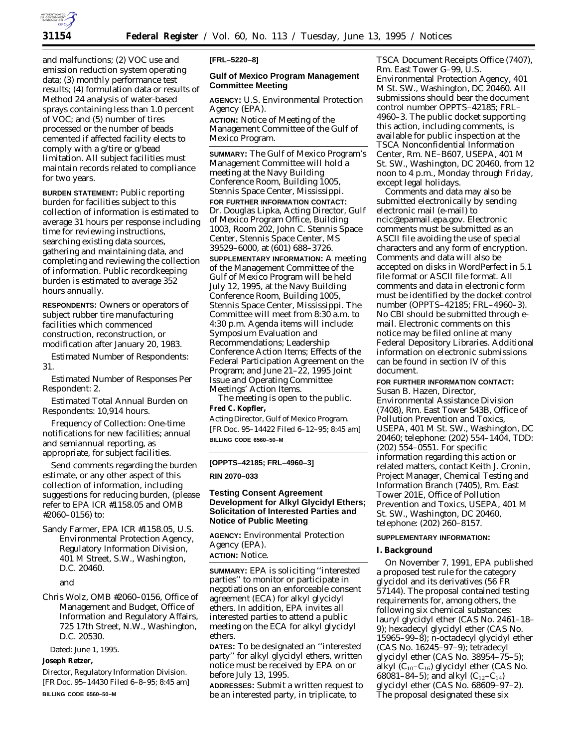and malfunctions; (2) VOC use and emission reduction system operating data; (3) monthly performance test results; (4) formulation data or results of Method 24 analysis of water-based sprays containing less than 1.0 percent of VOC; and (5) number of tires processed or the number of beads cemented if affected facility elects to comply with a g/tire or g/bead limitation. All subject facilities must maintain records related to compliance for two years.

**BURDEN STATEMENT:** Public reporting burden for facilities subject to this collection of information is estimated to average 31 hours per response including time for reviewing instructions, searching existing data sources, gathering and maintaining data, and completing and reviewing the collection of information. Public recordkeeping burden is estimated to average 352 hours annually.

**RESPONDENTS:** Owners or operators of subject rubber tire manufacturing facilities which commenced construction, reconstruction, or modification after January 20, 1983.

*Estimated Number of Respondents:* 31.

*Estimated Number of Responses Per Respondent:* 2.

*Estimated Total Annual Burden on Respondents:* 10,914 hours.

*Frequency of Collection:* One-time notifications for new facilities; annual and semiannual reporting, as appropriate, for subject facilities.

Send comments regarding the burden estimate, or any other aspect of this collection of information, including suggestions for reducing burden, (please refer to EPA ICR #1158.05 and OMB #2060–0156) to:

Sandy Farmer, EPA ICR #1158.05, U.S. Environmental Protection Agency, Regulatory Information Division, 401 M Street, S.W., Washington, D.C. 20460.

and

Chris Wolz, OMB #2060–0156, Office of Management and Budget, Office of Information and Regulatory Affairs, 725 17th Street, N.W., Washington, D.C. 20530.

Dated: June 1, 1995.

**Joseph Retzer,**

*Director, Regulatory Information Division.*

[FR Doc. 95–14430 Filed 6–8–95; 8:45 am]

**BILLING CODE 6560–50–M**

---

**[FRL–5220–8]**

## Gulf of Mexico Program Management Committee Meeting

**AGENCY:** U.S. Environmental Protection Agency (EPA).

**ACTION:** Notice of Meeting of the Management Committee of the Gulf of Mexico Program.

**SUMMARY:** The Gulf of Mexico Program's Management Committee will hold a meeting at the Navy Building Conference Room, Building 1005, Stennis Space Center, Mississippi.

**FOR FURTHER INFORMATION CONTACT:** Dr. Douglas Lipka, Acting Director, Gulf of Mexico Program Office, Building 1003, Room 202, John C. Stennis Space Center, Stennis Space Center, MS 39529–6000, at (601) 688–3726.

**SUPPLEMENTARY INFORMATION:** A meeting of the Management Committee of the Gulf of Mexico Program will be held July 12, 1995, at the Navy Building Conference Room, Building 1005, Stennis Space Center, Mississippi. The Committee will meet from 8:30 a.m. to 4:30 p.m. Agenda items will include: Symposium Evaluation and Recommendations; Leadership Conference Action Items; Effects of the Federal Participation Agreement on the Program; and June 21–22, 1995 Joint Issue and Operating Committee Meetings' Action Items.

The meeting is open to the public.

**Fred C. Kopfler,**

*Acting Director, Gulf of Mexico Program.*

[FR Doc. 95–14422 Filed 6–12–95; 8:45 am]

**BILLING CODE 6560–50–M**

---

**[OPPTS–42185; FRL–4960–3]**

**RIN 2070–033**

## Testing Consent Agreement Development for Alkyl Glycidyl Ethers; Solicitation of Interested Parties and Notice of Public Meeting

**AGENCY:** Environmental Protection Agency (EPA).

**ACTION:** Notice.

**SUMMARY:** EPA is soliciting ''interested parties'' to monitor or participate in negotiations on an enforceable consent agreement (ECA) for alkyl glycidyl ethers. In addition, EPA invites all interested parties to attend a public meeting on the ECA for alkyl glycidyl ethers.

**DATES:** To be designated an ''interested party'' for alkyl glycidyl ethers, written notice must be received by EPA on or before July 13, 1995.

**ADDRESSES:** Submit a written request to be an interested party, in triplicate, to TSCA Document Receipts Office (7407), Rm. East Tower G–99, U.S. Environmental Protection Agency, 401 M St. SW., Washington, DC 20460. All submissions should bear the document control number OPPTS–42185; FRL–4960–3. The public docket supporting this action, including comments, is available for public inspection at the TSCA Nonconfidential Information Center, Rm. NE–B607, USEPA, 401 M St. SW., Washington, DC 20460, from 12 noon to 4 p.m., Monday through Friday, except legal holidays.

Comments and data may also be submitted electronically by sending electronic mail (e-mail) to ncic@epamail.epa.gov. Electronic comments must be submitted as an ASCII file avoiding the use of special characters and any form of encryption. Comments and data will also be accepted on disks in WordPerfect in 5.1 file format or ASCII file format. All comments and data in electronic form must be identified by the docket control number (OPPTS–42185; FRL–4960–3). No CBI should be submitted through e-mail. Electronic comments on this notice may be filed online at many Federal Depository Libraries. Additional information on electronic submissions can be found in section IV of this document.

**FOR FURTHER INFORMATION CONTACT:** Susan B. Hazen, Director, Environmental Assistance Division (7408), Rm. East Tower 543B, Office of Pollution Prevention and Toxics, USEPA, 401 M St. SW., Washington, DC 20460; telephone: (202) 554–1404, TDD: (202) 554–0551. For specific information regarding this action or related matters, contact Keith J. Cronin, Project Manager, Chemical Testing and Information Branch (7405), Rm. East Tower 201E, Office of Pollution Prevention and Toxics, USEPA, 401 M St. SW., Washington, DC 20460, telephone: (202) 260–8157.

**SUPPLEMENTARY INFORMATION:**

### I. Background

On November 7, 1991, EPA published a proposed test rule for the category glycidol and its derivatives (56 FR 57144). The proposal contained testing requirements for, among others, the following six chemical substances: lauryl glycidyl ether (CAS No. 2461–18–9); hexadecyl glycidyl ether (CAS No. 15965–99–8); n-octadecyl glycidyl ether (CAS No. 16245–97–9); tetradecyl glycidyl ether (CAS No. 38954–75–5); alkyl ($C_{10}$–$C_{16}$) glycidyl ether (CAS No. 68081–84–5); and alkyl ($C_{12}$–$C_{14}$) glycidyl ether (CAS No. 68609–97–2). The proposal designated these six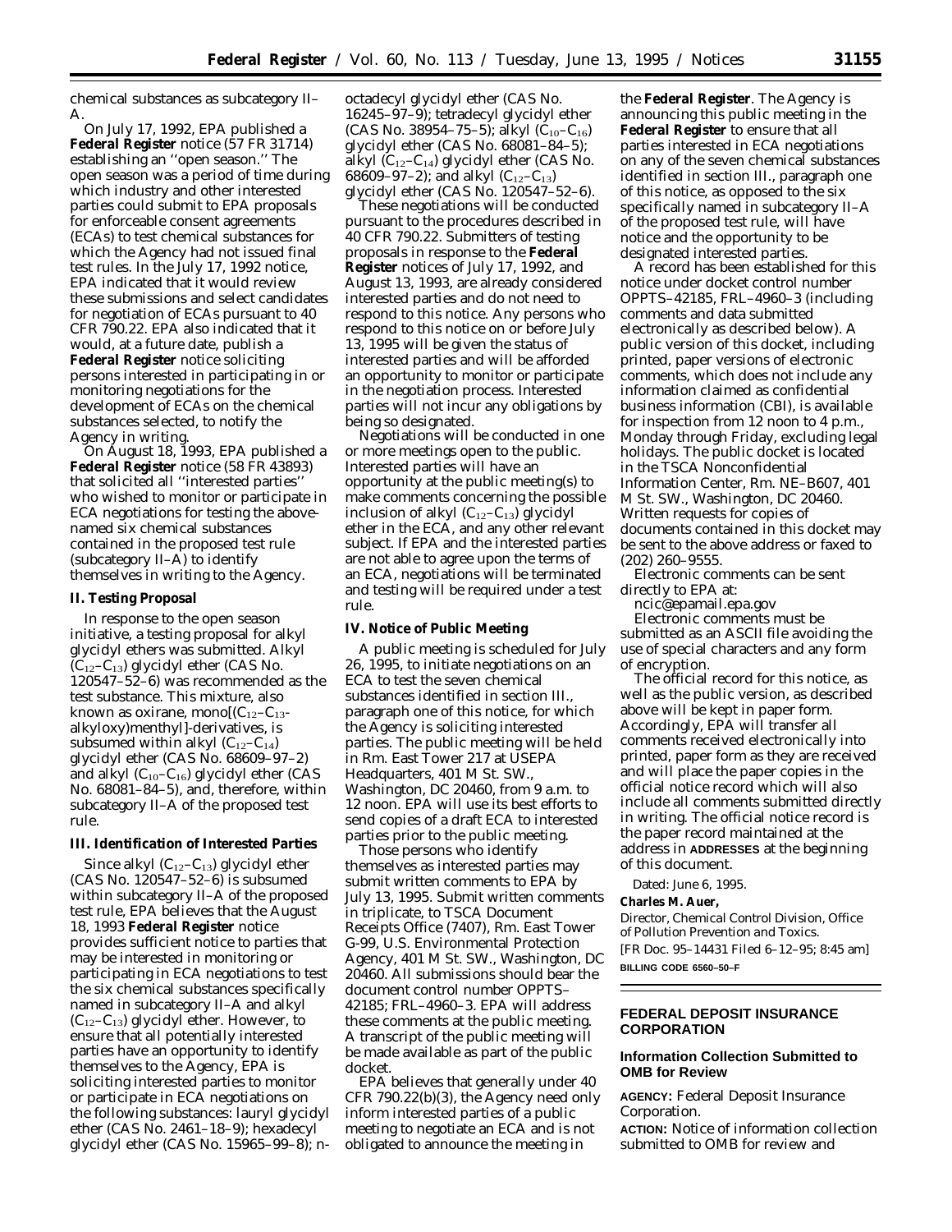chemical substances as subcategory II–A.

On July 17, 1992, EPA published a **Federal Register** notice (57 FR 31714) establishing an ''open season.'' The open season was a period of time during which industry and other interested parties could submit to EPA proposals for enforceable consent agreements (ECAs) to test chemical substances for which the Agency had not issued final test rules. In the July 17, 1992 notice, EPA indicated that it would review these submissions and select candidates for negotiation of ECAs pursuant to 40 CFR 790.22. EPA also indicated that it would, at a future date, publish a **Federal Register** notice soliciting persons interested in participating in or monitoring negotiations for the development of ECAs on the chemical substances selected, to notify the Agency in writing.

On August 18, 1993, EPA published a **Federal Register** notice (58 FR 43893) that solicited all ''interested parties'' who wished to monitor or participate in ECA negotiations for testing the above-named six chemical substances contained in the proposed test rule (subcategory II–A) to identify themselves in writing to the Agency.

### II. Testing Proposal

In response to the open season initiative, a testing proposal for alkyl glycidyl ethers was submitted. Alkyl ($C_{12}$–$C_{13}$) glycidyl ether (CAS No. 120547–52–6) was recommended as the test substance. This mixture, also known as oxirane, mono[($C_{12}$–$C_{13}$-alkyloxy)menthyl]-derivatives, is subsumed within alkyl ($C_{12}$–$C_{14}$) glycidyl ether (CAS No. 68609–97–2) and alkyl ($C_{10}$–$C_{16}$) glycidyl ether (CAS No. 68081–84–5), and, therefore, within subcategory II–A of the proposed test rule.

### III. Identification of Interested Parties

Since alkyl ($C_{12}$–$C_{13}$) glycidyl ether (CAS No. 120547–52–6) is subsumed within subcategory II–A of the proposed test rule, EPA believes that the August 18, 1993 **Federal Register** notice provides sufficient notice to parties that may be interested in monitoring or participating in ECA negotiations to test the six chemical substances specifically named in subcategory II–A and alkyl ($C_{12}$–$C_{13}$) glycidyl ether. However, to ensure that all potentially interested parties have an opportunity to identify themselves to the Agency, EPA is soliciting interested parties to monitor or participate in ECA negotiations on the following substances: lauryl glycidyl ether (CAS No. 2461–18–9); hexadecyl glycidyl ether (CAS No. 15965–99–8); n-octadecyl glycidyl ether (CAS No. 16245–97–9); tetradecyl glycidyl ether (CAS No. 38954–75–5); alkyl ($C_{10}$–$C_{16}$) glycidyl ether (CAS No. 68081–84–5); alkyl ($C_{12}$–$C_{14}$) glycidyl ether (CAS No. 68609–97–2); and alkyl ($C_{12}$–$C_{13}$) glycidyl ether (CAS No. 120547–52–6).

These negotiations will be conducted pursuant to the procedures described in 40 CFR 790.22. Submitters of testing proposals in response to the **Federal Register** notices of July 17, 1992, and August 13, 1993, are already considered interested parties and do not need to respond to this notice. Any persons who respond to this notice on or before July 13, 1995 will be given the status of interested parties and will be afforded an opportunity to monitor or participate in the negotiation process. Interested parties will not incur any obligations by being so designated.

Negotiations will be conducted in one or more meetings open to the public. Interested parties will have an opportunity at the public meeting(s) to make comments concerning the possible inclusion of alkyl ($C_{12}$–$C_{13}$) glycidyl ether in the ECA, and any other relevant subject. If EPA and the interested parties are not able to agree upon the terms of an ECA, negotiations will be terminated and testing will be required under a test rule.

### IV. Notice of Public Meeting

A public meeting is scheduled for July 26, 1995, to initiate negotiations on an ECA to test the seven chemical substances identified in section III., paragraph one of this notice, for which the Agency is soliciting interested parties. The public meeting will be held in Rm. East Tower 217 at USEPA Headquarters, 401 M St. SW., Washington, DC 20460, from 9 a.m. to 12 noon. EPA will use its best efforts to send copies of a draft ECA to interested parties prior to the public meeting.

Those persons who identify themselves as interested parties may submit written comments to EPA by July 13, 1995. Submit written comments in triplicate, to TSCA Document Receipts Office (7407), Rm. East Tower G-99, U.S. Environmental Protection Agency, 401 M St. SW., Washington, DC 20460. All submissions should bear the document control number OPPTS–42185; FRL–4960–3. EPA will address these comments at the public meeting. A transcript of the public meeting will be made available as part of the public docket.

EPA believes that generally under 40 CFR 790.22(b)(3), the Agency need only inform interested parties of a public meeting to negotiate an ECA and is not obligated to announce the meeting in the **Federal Register**. The Agency is announcing this public meeting in the **Federal Register** to ensure that all parties interested in ECA negotiations on any of the seven chemical substances identified in section III., paragraph one of this notice, as opposed to the six specifically named in subcategory II–A of the proposed test rule, will have notice and the opportunity to be designated interested parties.

A record has been established for this notice under docket control number OPPTS–42185, FRL–4960–3 (including comments and data submitted electronically as described below). A public version of this docket, including printed, paper versions of electronic comments, which does not include any information claimed as confidential business information (CBI), is available for inspection from 12 noon to 4 p.m., Monday through Friday, excluding legal holidays. The public docket is located in the TSCA Nonconfidential Information Center, Rm. NE–B607, 401 M St. SW., Washington, DC 20460. Written requests for copies of documents contained in this docket may be sent to the above address or faxed to (202) 260–9555.

Electronic comments can be sent directly to EPA at:

ncic@epamail.epa.gov

Electronic comments must be submitted as an ASCII file avoiding the use of special characters and any form of encryption.

The official record for this notice, as well as the public version, as described above will be kept in paper form. Accordingly, EPA will transfer all comments received electronically into printed, paper form as they are received and will place the paper copies in the official notice record which will also include all comments submitted directly in writing. The official notice record is the paper record maintained at the address in ADDRESSES at the beginning of this document.

Dated: June 6, 1995.

**Charles M. Auer,**

*Director, Chemical Control Division, Office of Pollution Prevention and Toxics.*

[FR Doc. 95–14431 Filed 6–12–95; 8:45 am]

BILLING CODE 6560–50–F

## FEDERAL DEPOSIT INSURANCE CORPORATION

### Information Collection Submitted to OMB for Review

**AGENCY:** Federal Deposit Insurance Corporation.

**ACTION:** Notice of information collection submitted to OMB for review and